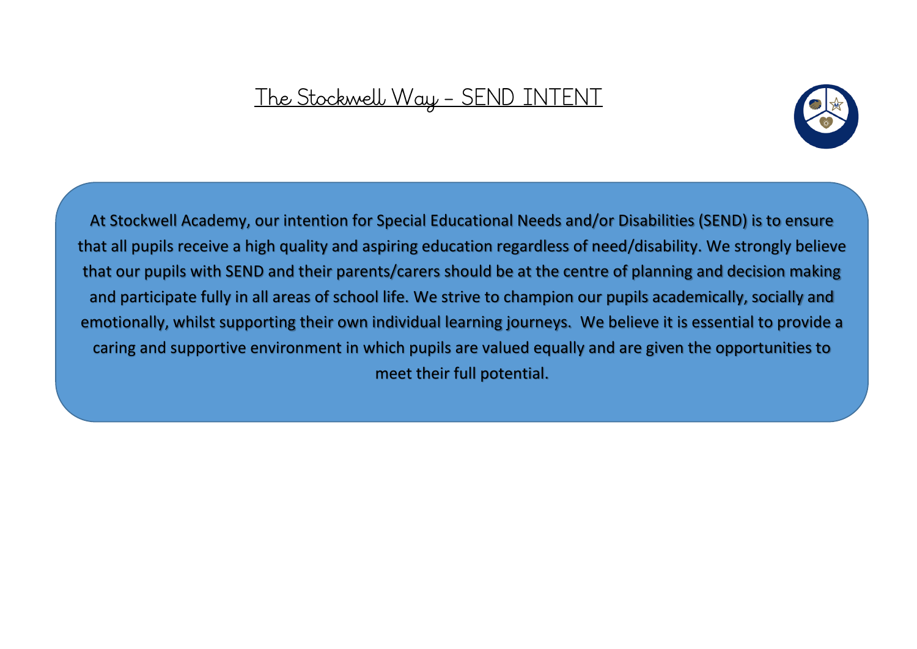# The Stockwell Way – SEND INTENT

At Stockwell Academy, our intention for Special Educational Needs and/or Disabilities (SEND) is to ensure that all pupils receive a high quality and aspiring education regardless of need/disability. We strongly believe that our pupils with SEND and their parents/carers should be at the centre of planning and decision making and participate fully in all areas of school life. We strive to champion our pupils academically, socially and emotionally, whilst supporting their own individual learning journeys. We believe it is essential to provide a caring and supportive environment in which pupils are valued equally and are given the opportunities to meet their full potential.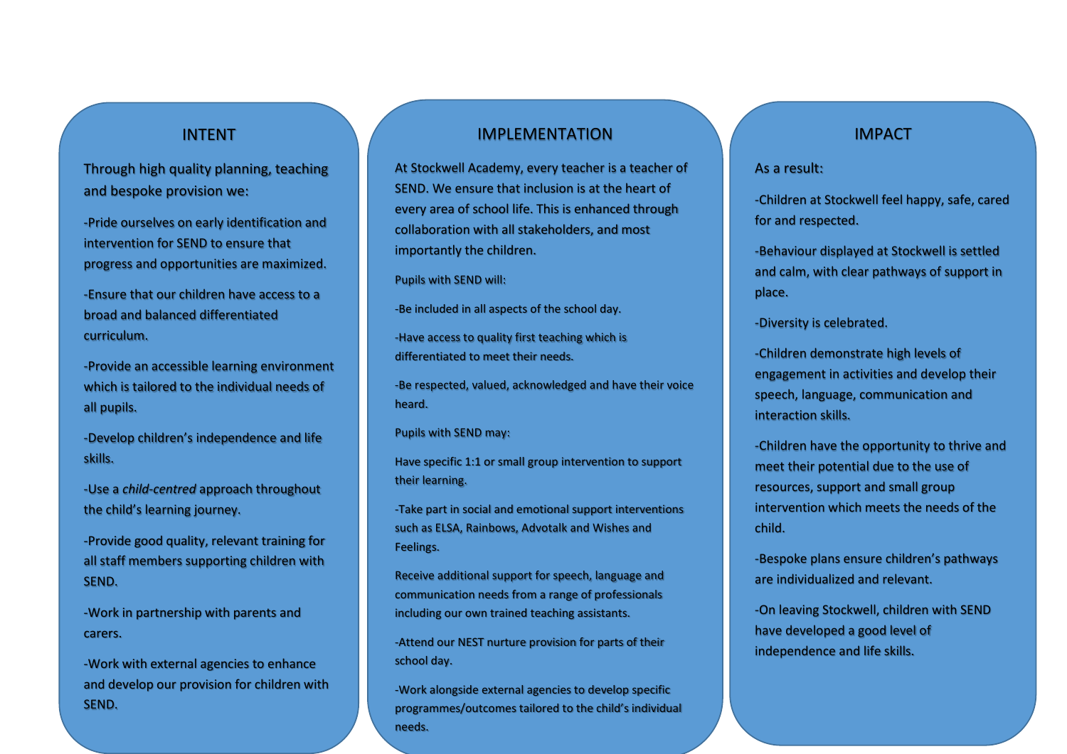## INTENT

Through high quality planning, teaching and bespoke provision we:

-Pride ourselves on early identification and intervention for SEND to ensure that progress and opportunities are maximized.

-Ensure that our children have access to a broad and balanced differentiated curriculum.

-Provide an accessible learning environment which is tailored to the individual needs of all pupils.

-Develop children's independence and life skills.

-Use a *child-centred* approach throughout the child's learning journey.

-Provide good quality, relevant training for all staff members supporting children with SEND.

-Work in partnership with parents and carers.

-Work with external agencies to enhance and develop our provision for children with SEND.

## IMPLEMENTATION

At Stockwell Academy, every teacher is a teacher of SEND. We ensure that inclusion is at the heart of every area of school life. This is enhanced through collaboration with all stakeholders, and most importantly the children.

Pupils with SEND will:

-Be included in all aspects of the school day.

-Have access to quality first teaching which is differentiated to meet their needs.

-Be respected, valued, acknowledged and have their voice heard.

Pupils with SEND may:

Have specific 1:1 or small group intervention to support their learning.

-Take part in social and emotional support interventions such as ELSA, Rainbows, Advotalk and Wishes and Feelings.

Receive additional support for speech, language and communication needs from a range of professionals including our own trained teaching assistants.

-Attend our NEST nurture provision for parts of their school day.

-Work alongside external agencies to develop specific programmes/outcomes tailored to the child's individual needs.

## IMPACT

As a result:

-Children at Stockwell feel happy, safe, cared for and respected.

-Behaviour displayed at Stockwell is settled and calm, with clear pathways of support in place.

-Diversity is celebrated.

-Children demonstrate high levels of engagement in activities and develop their speech, language, communication and interaction skills.

-Children have the opportunity to thrive and meet their potential due to the use of resources, support and small group intervention which meets the needs of the child.

-Bespoke plans ensure children's pathways are individualized and relevant.

-On leaving Stockwell, children with SEND have developed a good level of independence and life skills.